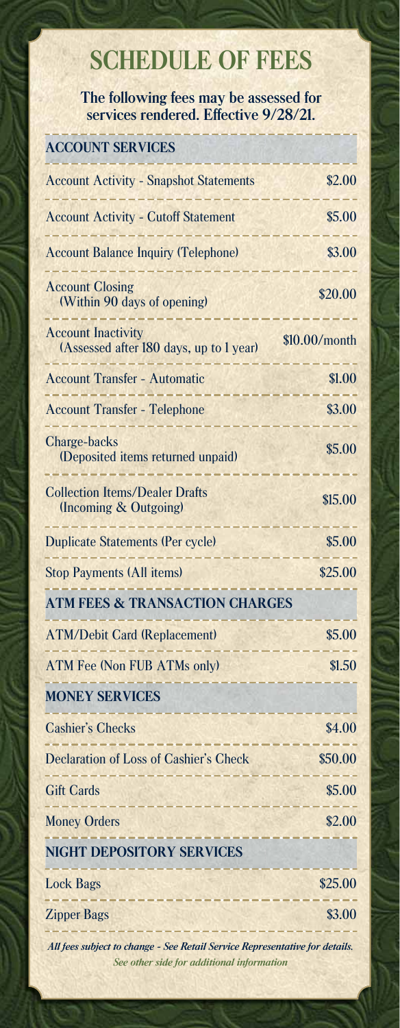# SCHEDULE OF FEES

**The following fees may be assessed for services rendered. Effective 9/28/21.**

| ACCOUNT SERVICES | |
|---|---|
| Account Activity - Snapshot Statements | $2.00 |
| Account Activity - Cutoff Statement | $5.00 |
| Account Balance Inquiry (Telephone) | $3.00 |
| Account Closing (Within 90 days of opening) | $20.00 |
| Account Inactivity (Assessed after 180 days, up to 1 year) | $10.00/month |
| Account Transfer - Automatic | $1.00 |
| Account Transfer - Telephone | $3.00 |
| Charge-backs (Deposited items returned unpaid) | $5.00 |
| Collection Items/Dealer Drafts (Incoming & Outgoing) | $15.00 |
| Duplicate Statements (Per cycle) | $5.00 |
| Stop Payments (All items) | $25.00 |
| **ATM FEES & TRANSACTION CHARGES** | |
| ATM/Debit Card (Replacement) | $5.00 |
| ATM Fee (Non FUB ATMs only) | $1.50 |
| **MONEY SERVICES** | |
| Cashier's Checks | $4.00 |
| Declaration of Loss of Cashier's Check | $50.00 |
| Gift Cards | $5.00 |
| Money Orders | $2.00 |
| **NIGHT DEPOSITORY SERVICES** | |
| Lock Bags | $25.00 |
| Zipper Bags | $3.00 |

***All fees subject to change - See Retail Service Representative for details.***

*See other side for additional information*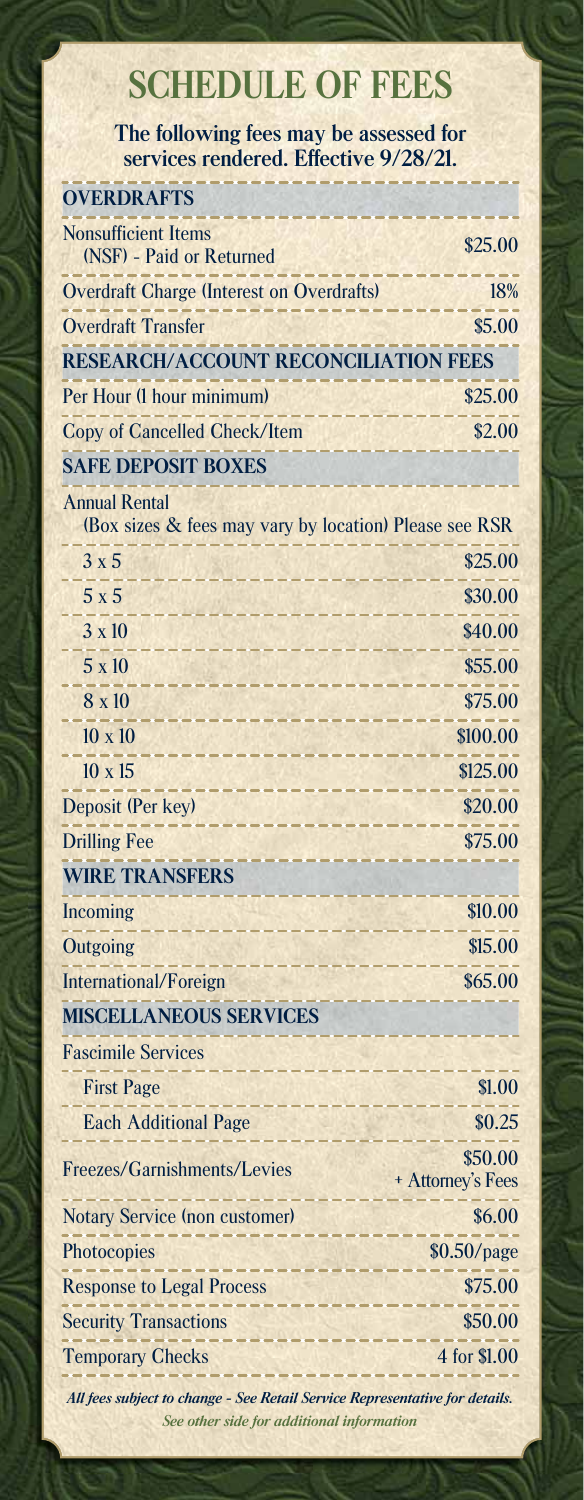# SCHEDULE OF FEES

**The following fees may be assessed for services rendered. Effective 9/28/21.**

| | |
|---|---|
| **OVERDRAFTS** | |
| Nonsufficient Items (NSF) - Paid or Returned | \$25.00 |
| Overdraft Charge (Interest on Overdrafts) | 18% |
| Overdraft Transfer | \$5.00 |
| **RESEARCH/ACCOUNT RECONCILIATION FEES** | |
| Per Hour (1 hour minimum) | \$25.00 |
| Copy of Cancelled Check/Item | \$2.00 |
| **SAFE DEPOSIT BOXES** | |
| Annual Rental (Box sizes & fees may vary by location) Please see RSR | |
| 3 x 5 | \$25.00 |
| 5 x 5 | \$30.00 |
| 3 x 10 | \$40.00 |
| 5 x 10 | \$55.00 |
| 8 x 10 | \$75.00 |
| 10 x 10 | \$100.00 |
| 10 x 15 | \$125.00 |
| Deposit (Per key) | \$20.00 |
| Drilling Fee | \$75.00 |
| **WIRE TRANSFERS** | |
| Incoming | \$10.00 |
| Outgoing | \$15.00 |
| International/Foreign | \$65.00 |
| **MISCELLANEOUS SERVICES** | |
| Fascimile Services | |
| First Page | \$1.00 |
| Each Additional Page | \$0.25 |
| Freezes/Garnishments/Levies | \$50.00 + Attorney's Fees |
| Notary Service (non customer) | \$6.00 |
| Photocopies | \$0.50/page |
| Response to Legal Process | \$75.00 |
| Security Transactions | \$50.00 |
| Temporary Checks | 4 for \$1.00 |

*All fees subject to change - See Retail Service Representative for details.*

*See other side for additional information*